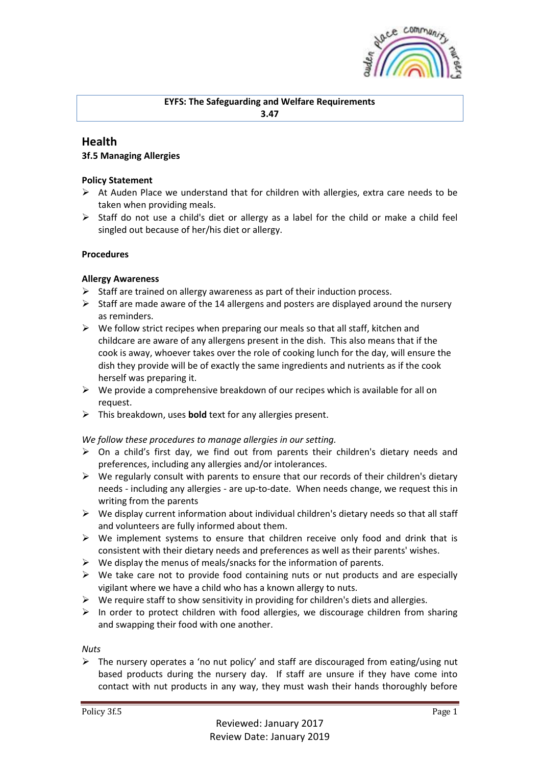**EYFS: The Safeguarding and Welfare Requirements**
**3.47**

## Health

### 3f.5 Managing Allergies

**Policy Statement**

- At Auden Place we understand that for children with allergies, extra care needs to be taken when providing meals.
- Staff do not use a child's diet or allergy as a label for the child or make a child feel singled out because of her/his diet or allergy.

**Procedures**

**Allergy Awareness**

- Staff are trained on allergy awareness as part of their induction process.
- Staff are made aware of the 14 allergens and posters are displayed around the nursery as reminders.
- We follow strict recipes when preparing our meals so that all staff, kitchen and childcare are aware of any allergens present in the dish. This also means that if the cook is away, whoever takes over the role of cooking lunch for the day, will ensure the dish they provide will be of exactly the same ingredients and nutrients as if the cook herself was preparing it.
- We provide a comprehensive breakdown of our recipes which is available for all on request.
- This breakdown, uses **bold** text for any allergies present.

*We follow these procedures to manage allergies in our setting.*

- On a child's first day, we find out from parents their children's dietary needs and preferences, including any allergies and/or intolerances.
- We regularly consult with parents to ensure that our records of their children's dietary needs - including any allergies - are up-to-date. When needs change, we request this in writing from the parents
- We display current information about individual children's dietary needs so that all staff and volunteers are fully informed about them.
- We implement systems to ensure that children receive only food and drink that is consistent with their dietary needs and preferences as well as their parents' wishes.
- We display the menus of meals/snacks for the information of parents.
- We take care not to provide food containing nuts or nut products and are especially vigilant where we have a child who has a known allergy to nuts.
- We require staff to show sensitivity in providing for children's diets and allergies.
- In order to protect children with food allergies, we discourage children from sharing and swapping their food with one another.

*Nuts*

- The nursery operates a 'no nut policy' and staff are discouraged from eating/using nut based products during the nursery day. If staff are unsure if they have come into contact with nut products in any way, they must wash their hands thoroughly before

Reviewed: January 2017
Review Date: January 2019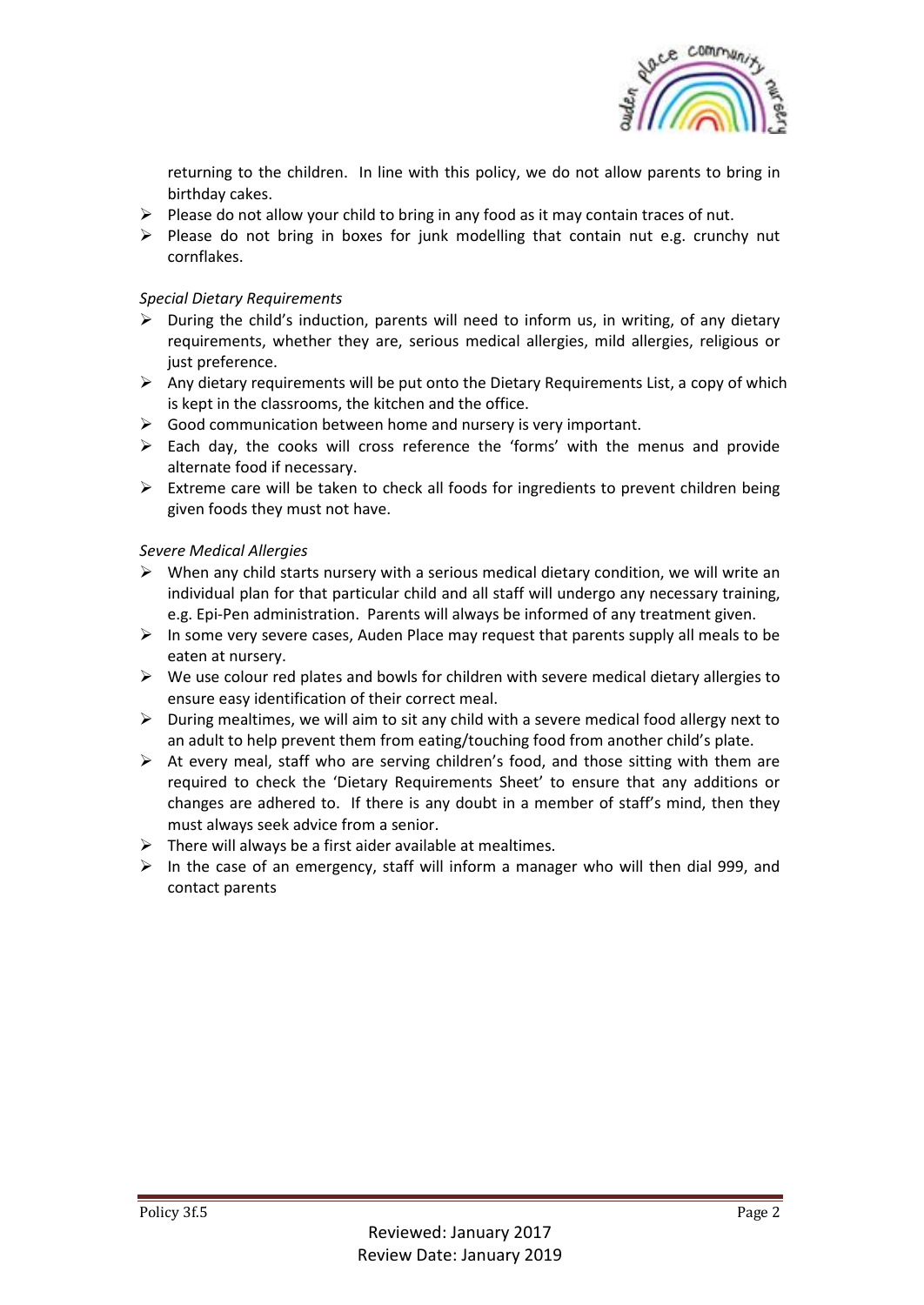returning to the children. In line with this policy, we do not allow parents to bring in birthday cakes.

- Please do not allow your child to bring in any food as it may contain traces of nut.
- Please do not bring in boxes for junk modelling that contain nut e.g. crunchy nut cornflakes.

*Special Dietary Requirements*

- During the child's induction, parents will need to inform us, in writing, of any dietary requirements, whether they are, serious medical allergies, mild allergies, religious or just preference.
- Any dietary requirements will be put onto the Dietary Requirements List, a copy of which is kept in the classrooms, the kitchen and the office.
- Good communication between home and nursery is very important.
- Each day, the cooks will cross reference the 'forms' with the menus and provide alternate food if necessary.
- Extreme care will be taken to check all foods for ingredients to prevent children being given foods they must not have.

*Severe Medical Allergies*

- When any child starts nursery with a serious medical dietary condition, we will write an individual plan for that particular child and all staff will undergo any necessary training, e.g. Epi-Pen administration. Parents will always be informed of any treatment given.
- In some very severe cases, Auden Place may request that parents supply all meals to be eaten at nursery.
- We use colour red plates and bowls for children with severe medical dietary allergies to ensure easy identification of their correct meal.
- During mealtimes, we will aim to sit any child with a severe medical food allergy next to an adult to help prevent them from eating/touching food from another child's plate.
- At every meal, staff who are serving children's food, and those sitting with them are required to check the 'Dietary Requirements Sheet' to ensure that any additions or changes are adhered to. If there is any doubt in a member of staff's mind, then they must always seek advice from a senior.
- There will always be a first aider available at mealtimes.
- In the case of an emergency, staff will inform a manager who will then dial 999, and contact parents

Policy 3f.5

Reviewed: January 2017
Review Date: January 2019